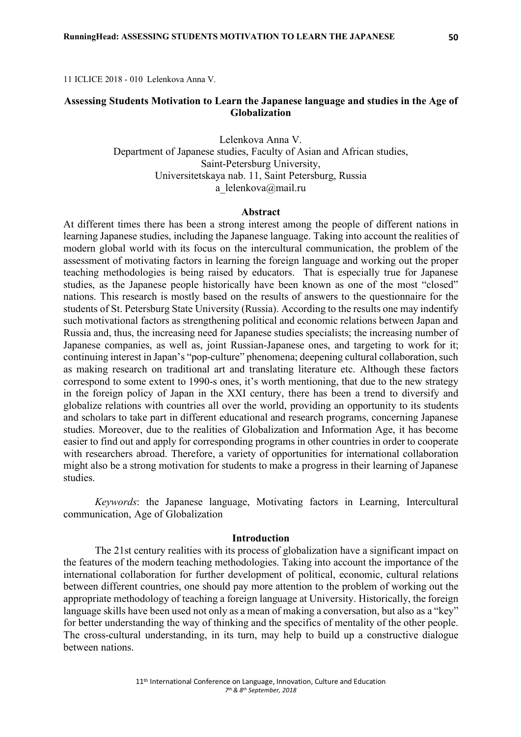11 ICLICE 2018 - 010 Lelenkova Anna V.

# Assessing Students Motivation to Learn the Japanese language and studies in the Age of Globalization

Lelenkova Anna V.
Department of Japanese studies, Faculty of Asian and African studies,
Saint-Petersburg University,
Universitetskaya nab. 11, Saint Petersburg, Russia
a_lelenkova@mail.ru

## Abstract

At different times there has been a strong interest among the people of different nations in learning Japanese studies, including the Japanese language. Taking into account the realities of modern global world with its focus on the intercultural communication, the problem of the assessment of motivating factors in learning the foreign language and working out the proper teaching methodologies is being raised by educators. That is especially true for Japanese studies, as the Japanese people historically have been known as one of the most "closed" nations. This research is mostly based on the results of answers to the questionnaire for the students of St. Petersburg State University (Russia). According to the results one may indentify such motivational factors as strengthening political and economic relations between Japan and Russia and, thus, the increasing need for Japanese studies specialists; the increasing number of Japanese companies, as well as, joint Russian-Japanese ones, and targeting to work for it; continuing interest in Japan's "pop-culture" phenomena; deepening cultural collaboration, such as making research on traditional art and translating literature etc. Although these factors correspond to some extent to 1990-s ones, it's worth mentioning, that due to the new strategy in the foreign policy of Japan in the XXI century, there has been a trend to diversify and globalize relations with countries all over the world, providing an opportunity to its students and scholars to take part in different educational and research programs, concerning Japanese studies. Moreover, due to the realities of Globalization and Information Age, it has become easier to find out and apply for corresponding programs in other countries in order to cooperate with researchers abroad. Therefore, a variety of opportunities for international collaboration might also be a strong motivation for students to make a progress in their learning of Japanese studies.

*Keywords*: the Japanese language, Motivating factors in Learning, Intercultural communication, Age of Globalization

## Introduction

The 21st century realities with its process of globalization have a significant impact on the features of the modern teaching methodologies. Taking into account the importance of the international collaboration for further development of political, economic, cultural relations between different countries, one should pay more attention to the problem of working out the appropriate methodology of teaching a foreign language at University. Historically, the foreign language skills have been used not only as a mean of making a conversation, but also as a "key" for better understanding the way of thinking and the specifics of mentality of the other people. The cross-cultural understanding, in its turn, may help to build up a constructive dialogue between nations.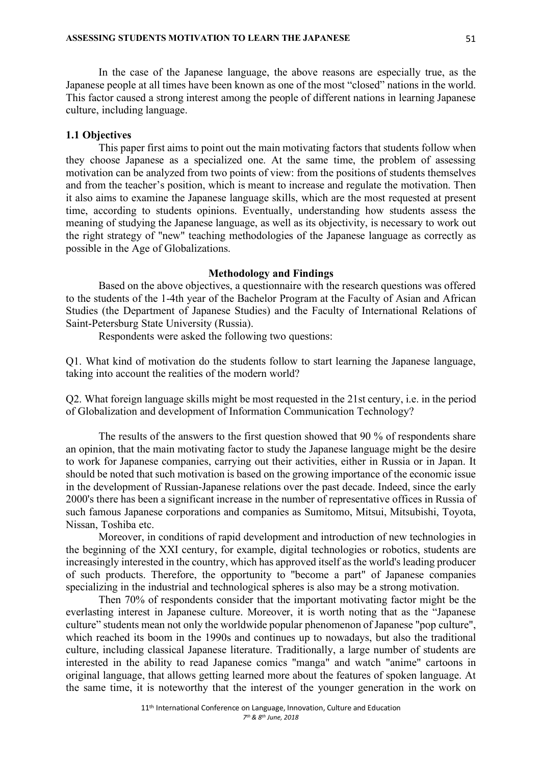In the case of the Japanese language, the above reasons are especially true, as the Japanese people at all times have been known as one of the most "closed" nations in the world. This factor caused a strong interest among the people of different nations in learning Japanese culture, including language.

### 1.1 Objectives

This paper first aims to point out the main motivating factors that students follow when they choose Japanese as a specialized one. At the same time, the problem of assessing motivation can be analyzed from two points of view: from the positions of students themselves and from the teacher's position, which is meant to increase and regulate the motivation. Then it also aims to examine the Japanese language skills, which are the most requested at present time, according to students opinions. Eventually, understanding how students assess the meaning of studying the Japanese language, as well as its objectivity, is necessary to work out the right strategy of "new" teaching methodologies of the Japanese language as correctly as possible in the Age of Globalizations.

## Methodology and Findings

Based on the above objectives, a questionnaire with the research questions was offered to the students of the 1-4th year of the Bachelor Program at the Faculty of Asian and African Studies (the Department of Japanese Studies) and the Faculty of International Relations of Saint-Petersburg State University (Russia).

Respondents were asked the following two questions:

Q1. What kind of motivation do the students follow to start learning the Japanese language, taking into account the realities of the modern world?

Q2. What foreign language skills might be most requested in the 21st century, i.e. in the period of Globalization and development of Information Communication Technology?

The results of the answers to the first question showed that 90 % of respondents share an opinion, that the main motivating factor to study the Japanese language might be the desire to work for Japanese companies, carrying out their activities, either in Russia or in Japan. It should be noted that such motivation is based on the growing importance of the economic issue in the development of Russian-Japanese relations over the past decade. Indeed, since the early 2000's there has been a significant increase in the number of representative offices in Russia of such famous Japanese corporations and companies as Sumitomo, Mitsui, Mitsubishi, Toyota, Nissan, Toshiba etc.

Moreover, in conditions of rapid development and introduction of new technologies in the beginning of the XXI century, for example, digital technologies or robotics, students are increasingly interested in the country, which has approved itself as the world's leading producer of such products. Therefore, the opportunity to "become a part" of Japanese companies specializing in the industrial and technological spheres is also may be a strong motivation.

Then 70% of respondents consider that the important motivating factor might be the everlasting interest in Japanese culture. Moreover, it is worth noting that as the "Japanese culture" students mean not only the worldwide popular phenomenon of Japanese "pop culture", which reached its boom in the 1990s and continues up to nowadays, but also the traditional culture, including classical Japanese literature. Traditionally, a large number of students are interested in the ability to read Japanese comics "manga" and watch "anime" cartoons in original language, that allows getting learned more about the features of spoken language. At the same time, it is noteworthy that the interest of the younger generation in the work on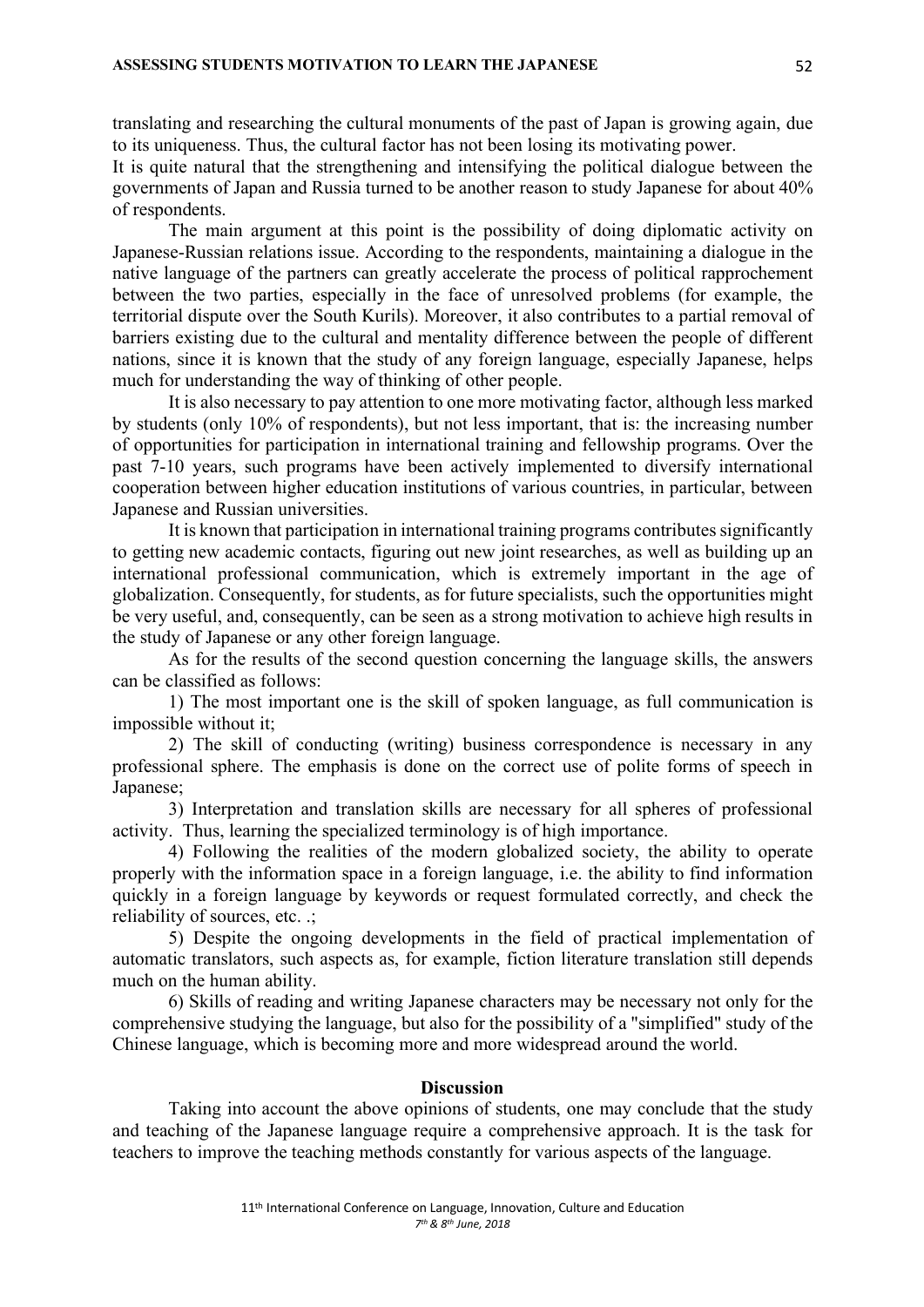translating and researching the cultural monuments of the past of Japan is growing again, due to its uniqueness. Thus, the cultural factor has not been losing its motivating power.

It is quite natural that the strengthening and intensifying the political dialogue between the governments of Japan and Russia turned to be another reason to study Japanese for about 40% of respondents.

The main argument at this point is the possibility of doing diplomatic activity on Japanese-Russian relations issue. According to the respondents, maintaining a dialogue in the native language of the partners can greatly accelerate the process of political rapprochement between the two parties, especially in the face of unresolved problems (for example, the territorial dispute over the South Kurils). Moreover, it also contributes to a partial removal of barriers existing due to the cultural and mentality difference between the people of different nations, since it is known that the study of any foreign language, especially Japanese, helps much for understanding the way of thinking of other people.

It is also necessary to pay attention to one more motivating factor, although less marked by students (only 10% of respondents), but not less important, that is: the increasing number of opportunities for participation in international training and fellowship programs. Over the past 7-10 years, such programs have been actively implemented to diversify international cooperation between higher education institutions of various countries, in particular, between Japanese and Russian universities.

It is known that participation in international training programs contributes significantly to getting new academic contacts, figuring out new joint researches, as well as building up an international professional communication, which is extremely important in the age of globalization. Consequently, for students, as for future specialists, such the opportunities might be very useful, and, consequently, can be seen as a strong motivation to achieve high results in the study of Japanese or any other foreign language.

As for the results of the second question concerning the language skills, the answers can be classified as follows:

1) The most important one is the skill of spoken language, as full communication is impossible without it;

2) The skill of conducting (writing) business correspondence is necessary in any professional sphere. The emphasis is done on the correct use of polite forms of speech in Japanese;

3) Interpretation and translation skills are necessary for all spheres of professional activity. Thus, learning the specialized terminology is of high importance.

4) Following the realities of the modern globalized society, the ability to operate properly with the information space in a foreign language, i.e. the ability to find information quickly in a foreign language by keywords or request formulated correctly, and check the reliability of sources, etc. .;

5) Despite the ongoing developments in the field of practical implementation of automatic translators, such aspects as, for example, fiction literature translation still depends much on the human ability.

6) Skills of reading and writing Japanese characters may be necessary not only for the comprehensive studying the language, but also for the possibility of a "simplified" study of the Chinese language, which is becoming more and more widespread around the world.

## Discussion

Taking into account the above opinions of students, one may conclude that the study and teaching of the Japanese language require a comprehensive approach. It is the task for teachers to improve the teaching methods constantly for various aspects of the language.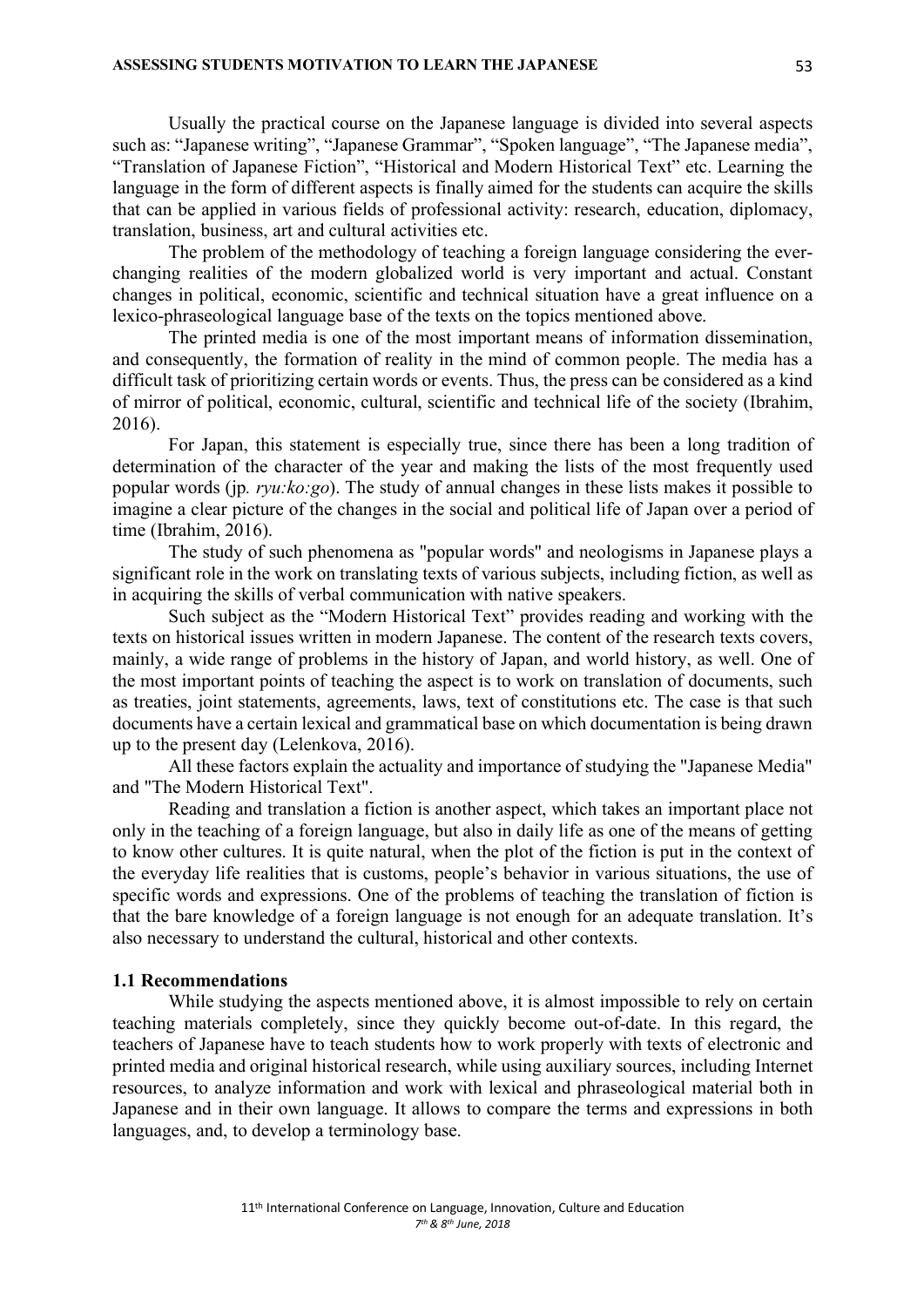Usually the practical course on the Japanese language is divided into several aspects such as: "Japanese writing", "Japanese Grammar", "Spoken language", "The Japanese media", "Translation of Japanese Fiction", "Historical and Modern Historical Text" etc. Learning the language in the form of different aspects is finally aimed for the students can acquire the skills that can be applied in various fields of professional activity: research, education, diplomacy, translation, business, art and cultural activities etc.

The problem of the methodology of teaching a foreign language considering the ever-changing realities of the modern globalized world is very important and actual. Constant changes in political, economic, scientific and technical situation have a great influence on a lexico-phraseological language base of the texts on the topics mentioned above.

The printed media is one of the most important means of information dissemination, and consequently, the formation of reality in the mind of common people. The media has a difficult task of prioritizing certain words or events. Thus, the press can be considered as a kind of mirror of political, economic, cultural, scientific and technical life of the society (Ibrahim, 2016).

For Japan, this statement is especially true, since there has been a long tradition of determination of the character of the year and making the lists of the most frequently used popular words (jp. *ryu:ko:go*). The study of annual changes in these lists makes it possible to imagine a clear picture of the changes in the social and political life of Japan over a period of time (Ibrahim, 2016).

The study of such phenomena as "popular words" and neologisms in Japanese plays a significant role in the work on translating texts of various subjects, including fiction, as well as in acquiring the skills of verbal communication with native speakers.

Such subject as the "Modern Historical Text" provides reading and working with the texts on historical issues written in modern Japanese. The content of the research texts covers, mainly, a wide range of problems in the history of Japan, and world history, as well. One of the most important points of teaching the aspect is to work on translation of documents, such as treaties, joint statements, agreements, laws, text of constitutions etc. The case is that such documents have a certain lexical and grammatical base on which documentation is being drawn up to the present day (Lelenkova, 2016).

All these factors explain the actuality and importance of studying the "Japanese Media" and "The Modern Historical Text".

Reading and translation a fiction is another aspect, which takes an important place not only in the teaching of a foreign language, but also in daily life as one of the means of getting to know other cultures. It is quite natural, when the plot of the fiction is put in the context of the everyday life realities that is customs, people's behavior in various situations, the use of specific words and expressions. One of the problems of teaching the translation of fiction is that the bare knowledge of a foreign language is not enough for an adequate translation. It's also necessary to understand the cultural, historical and other contexts.

### 1.1 Recommendations

While studying the aspects mentioned above, it is almost impossible to rely on certain teaching materials completely, since they quickly become out-of-date. In this regard, the teachers of Japanese have to teach students how to work properly with texts of electronic and printed media and original historical research, while using auxiliary sources, including Internet resources, to analyze information and work with lexical and phraseological material both in Japanese and in their own language. It allows to compare the terms and expressions in both languages, and, to develop a terminology base.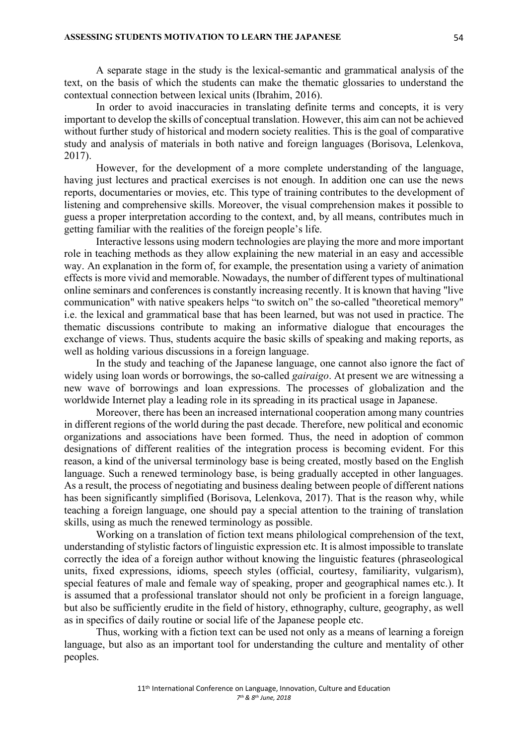A separate stage in the study is the lexical-semantic and grammatical analysis of the text, on the basis of which the students can make the thematic glossaries to understand the contextual connection between lexical units (Ibrahim, 2016).

In order to avoid inaccuracies in translating definite terms and concepts, it is very important to develop the skills of conceptual translation. However, this aim can not be achieved without further study of historical and modern society realities. This is the goal of comparative study and analysis of materials in both native and foreign languages (Borisova, Lelenkova, 2017).

However, for the development of a more complete understanding of the language, having just lectures and practical exercises is not enough. In addition one can use the news reports, documentaries or movies, etc. This type of training contributes to the development of listening and comprehensive skills. Moreover, the visual comprehension makes it possible to guess a proper interpretation according to the context, and, by all means, contributes much in getting familiar with the realities of the foreign people's life.

Interactive lessons using modern technologies are playing the more and more important role in teaching methods as they allow explaining the new material in an easy and accessible way. An explanation in the form of, for example, the presentation using a variety of animation effects is more vivid and memorable. Nowadays, the number of different types of multinational online seminars and conferences is constantly increasing recently. It is known that having "live communication" with native speakers helps "to switch on" the so-called "theoretical memory" i.e. the lexical and grammatical base that has been learned, but was not used in practice. The thematic discussions contribute to making an informative dialogue that encourages the exchange of views. Thus, students acquire the basic skills of speaking and making reports, as well as holding various discussions in a foreign language.

In the study and teaching of the Japanese language, one cannot also ignore the fact of widely using loan words or borrowings, the so-called *gairaigo*. At present we are witnessing a new wave of borrowings and loan expressions. The processes of globalization and the worldwide Internet play a leading role in its spreading in its practical usage in Japanese.

Moreover, there has been an increased international cooperation among many countries in different regions of the world during the past decade. Therefore, new political and economic organizations and associations have been formed. Thus, the need in adoption of common designations of different realities of the integration process is becoming evident. For this reason, a kind of the universal terminology base is being created, mostly based on the English language. Such a renewed terminology base, is being gradually accepted in other languages. As a result, the process of negotiating and business dealing between people of different nations has been significantly simplified (Borisova, Lelenkova, 2017). That is the reason why, while teaching a foreign language, one should pay a special attention to the training of translation skills, using as much the renewed terminology as possible.

Working on a translation of fiction text means philological comprehension of the text, understanding of stylistic factors of linguistic expression etc. It is almost impossible to translate correctly the idea of a foreign author without knowing the linguistic features (phraseological units, fixed expressions, idioms, speech styles (official, courtesy, familiarity, vulgarism), special features of male and female way of speaking, proper and geographical names etc.). It is assumed that a professional translator should not only be proficient in a foreign language, but also be sufficiently erudite in the field of history, ethnography, culture, geography, as well as in specifics of daily routine or social life of the Japanese people etc.

Thus, working with a fiction text can be used not only as a means of learning a foreign language, but also as an important tool for understanding the culture and mentality of other peoples.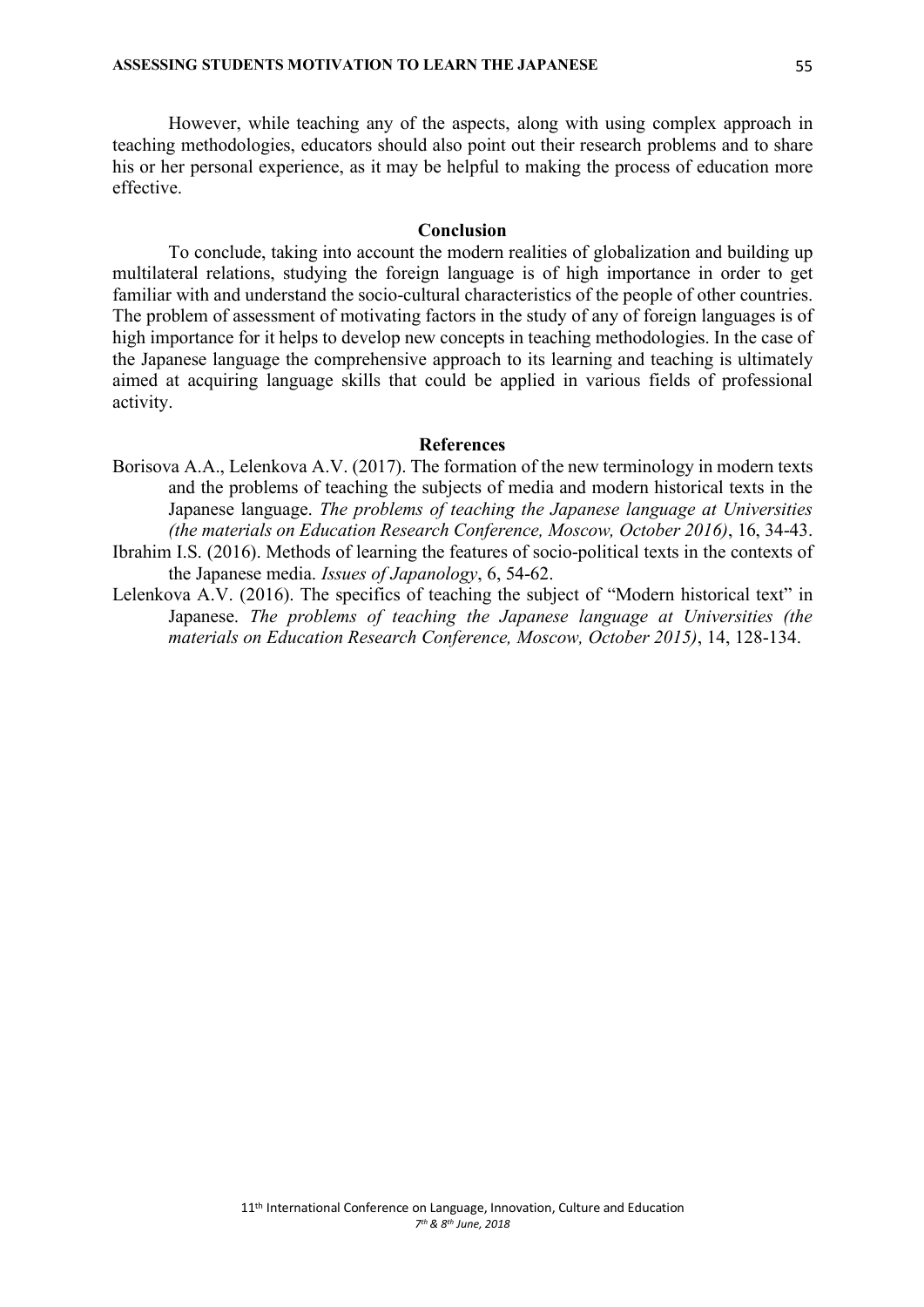However, while teaching any of the aspects, along with using complex approach in teaching methodologies, educators should also point out their research problems and to share his or her personal experience, as it may be helpful to making the process of education more effective.

## Conclusion

To conclude, taking into account the modern realities of globalization and building up multilateral relations, studying the foreign language is of high importance in order to get familiar with and understand the socio-cultural characteristics of the people of other countries. The problem of assessment of motivating factors in the study of any of foreign languages is of high importance for it helps to develop new concepts in teaching methodologies. In the case of the Japanese language the comprehensive approach to its learning and teaching is ultimately aimed at acquiring language skills that could be applied in various fields of professional activity.

## References

Borisova A.A., Lelenkova A.V. (2017). The formation of the new terminology in modern texts and the problems of teaching the subjects of media and modern historical texts in the Japanese language. *The problems of teaching the Japanese language at Universities (the materials on Education Research Conference, Moscow, October 2016)*, 16, 34-43.

Ibrahim I.S. (2016). Methods of learning the features of socio-political texts in the contexts of the Japanese media. *Issues of Japanology*, 6, 54-62.

Lelenkova A.V. (2016). The specifics of teaching the subject of "Modern historical text" in Japanese. *The problems of teaching the Japanese language at Universities (the materials on Education Research Conference, Moscow, October 2015)*, 14, 128-134.